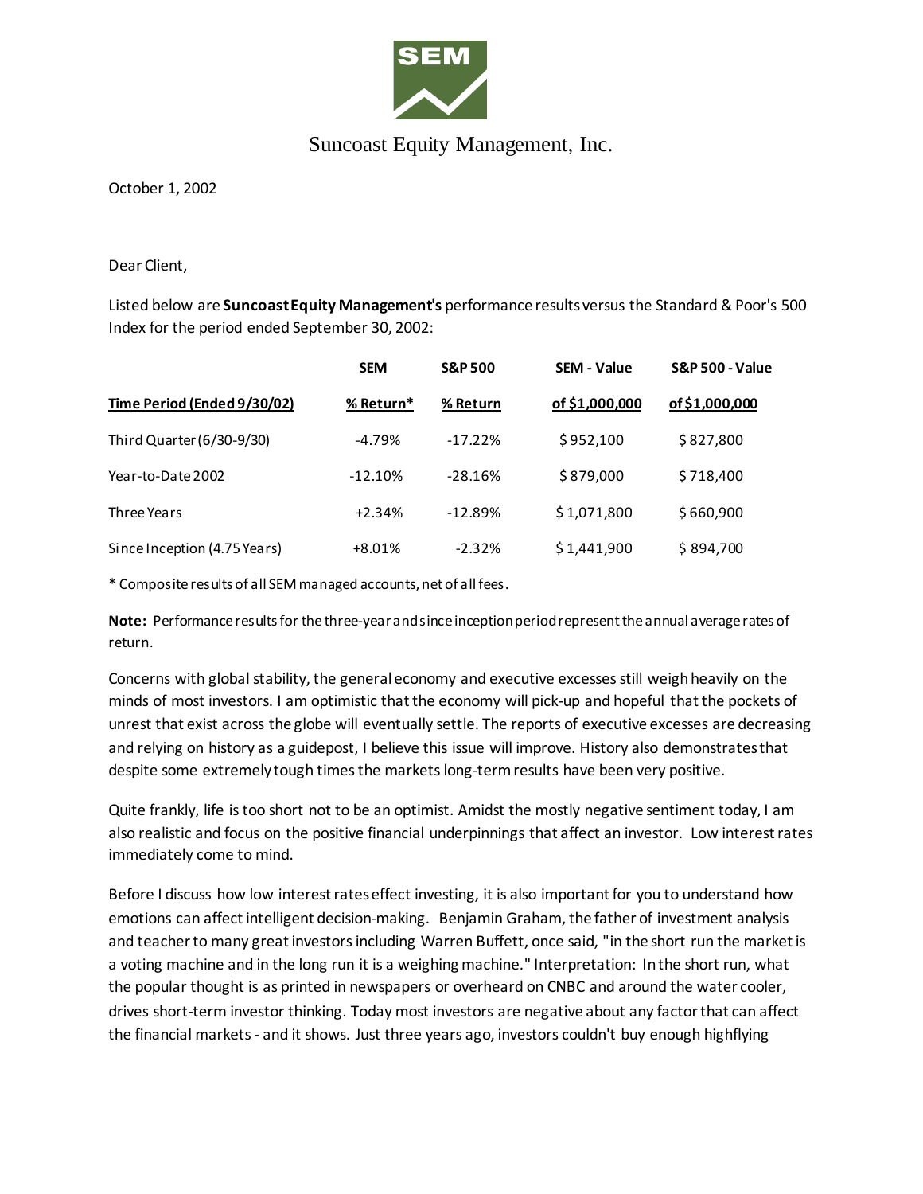# Suncoast Equity Management, Inc.

October 1, 2002

Dear Client,

Listed below are **Suncoast Equity Management's** performance results versus the Standard & Poor's 500 Index for the period ended September 30, 2002:

| | SEM | S&P 500 | SEM - Value | S&P 500 - Value |
|---|---|---|---|---|
| Time Period (Ended 9/30/02) | % Return* | % Return | of $1,000,000 | of $1,000,000 |
| Third Quarter (6/30-9/30) | -4.79% | -17.22% | $ 952,100 | $ 827,800 |
| Year-to-Date 2002 | -12.10% | -28.16% | $ 879,000 | $ 718,400 |
| Three Years | +2.34% | -12.89% | $ 1,071,800 | $ 660,900 |
| Since Inception (4.75 Years) | +8.01% | -2.32% | $ 1,441,900 | $ 894,700 |

* Composite results of all SEM managed accounts, net of all fees.

**Note:** Performance results for the three-year and since inception period represent the annual average rates of return.

Concerns with global stability, the general economy and executive excesses still weigh heavily on the minds of most investors. I am optimistic that the economy will pick-up and hopeful that the pockets of unrest that exist across the globe will eventually settle. The reports of executive excesses are decreasing and relying on history as a guidepost, I believe this issue will improve. History also demonstrates that despite some extremely tough times the markets long-term results have been very positive.

Quite frankly, life is too short not to be an optimist. Amidst the mostly negative sentiment today, I am also realistic and focus on the positive financial underpinnings that affect an investor. Low interest rates immediately come to mind.

Before I discuss how low interest rates effect investing, it is also important for you to understand how emotions can affect intelligent decision-making. Benjamin Graham, the father of investment analysis and teacher to many great investors including Warren Buffett, once said, "in the short run the market is a voting machine and in the long run it is a weighing machine." Interpretation: In the short run, what the popular thought is as printed in newspapers or overheard on CNBC and around the water cooler, drives short-term investor thinking. Today most investors are negative about any factor that can affect the financial markets - and it shows. Just three years ago, investors couldn't buy enough highflying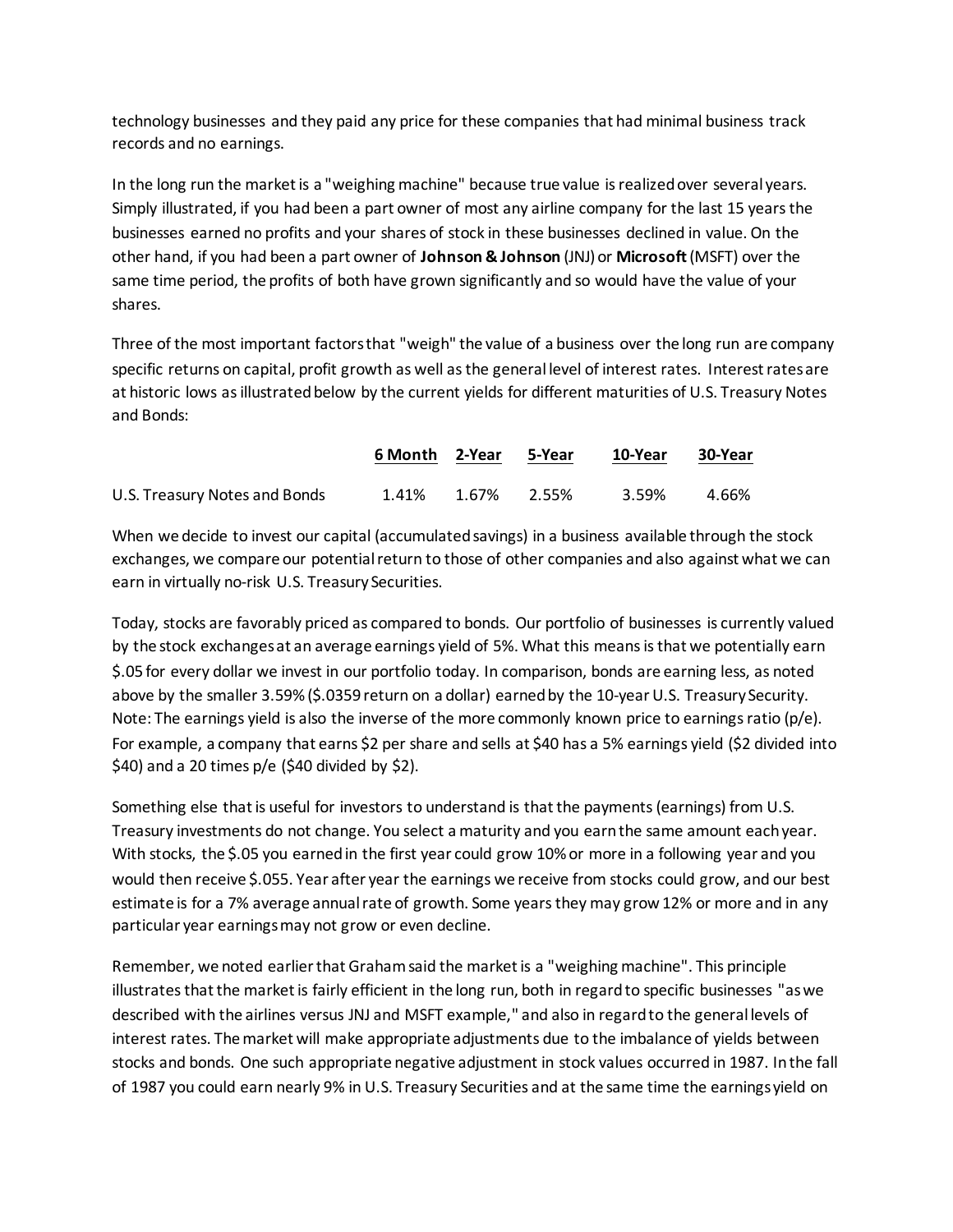technology businesses and they paid any price for these companies that had minimal business track records and no earnings.

In the long run the market is a "weighing machine" because true value is realized over several years. Simply illustrated, if you had been a part owner of most any airline company for the last 15 years the businesses earned no profits and your shares of stock in these businesses declined in value. On the other hand, if you had been a part owner of **Johnson & Johnson** (JNJ) or **Microsoft** (MSFT) over the same time period, the profits of both have grown significantly and so would have the value of your shares.

Three of the most important factors that "weigh" the value of a business over the long run are company specific returns on capital, profit growth as well as the general level of interest rates. Interest rates are at historic lows as illustrated below by the current yields for different maturities of U.S. Treasury Notes and Bonds:

| | 6 Month | 2-Year | 5-Year | 10-Year | 30-Year |
|---|---|---|---|---|---|
| U.S. Treasury Notes and Bonds | 1.41% | 1.67% | 2.55% | 3.59% | 4.66% |

When we decide to invest our capital (accumulated savings) in a business available through the stock exchanges, we compare our potential return to those of other companies and also against what we can earn in virtually no-risk U.S. Treasury Securities.

Today, stocks are favorably priced as compared to bonds. Our portfolio of businesses is currently valued by the stock exchanges at an average earnings yield of 5%. What this means is that we potentially earn $.05 for every dollar we invest in our portfolio today. In comparison, bonds are earning less, as noted above by the smaller 3.59% ($.0359 return on a dollar) earned by the 10-year U.S. Treasury Security. Note: The earnings yield is also the inverse of the more commonly known price to earnings ratio (p/e). For example, a company that earns $2 per share and sells at $40 has a 5% earnings yield ($2 divided into $40) and a 20 times p/e ($40 divided by $2).

Something else that is useful for investors to understand is that the payments (earnings) from U.S. Treasury investments do not change. You select a maturity and you earn the same amount each year. With stocks, the $.05 you earned in the first year could grow 10% or more in a following year and you would then receive $.055. Year after year the earnings we receive from stocks could grow, and our best estimate is for a 7% average annual rate of growth. Some years they may grow 12% or more and in any particular year earnings may not grow or even decline.

Remember, we noted earlier that Graham said the market is a "weighing machine". This principle illustrates that the market is fairly efficient in the long run, both in regard to specific businesses "as we described with the airlines versus JNJ and MSFT example," and also in regard to the general levels of interest rates. The market will make appropriate adjustments due to the imbalance of yields between stocks and bonds. One such appropriate negative adjustment in stock values occurred in 1987. In the fall of 1987 you could earn nearly 9% in U.S. Treasury Securities and at the same time the earnings yield on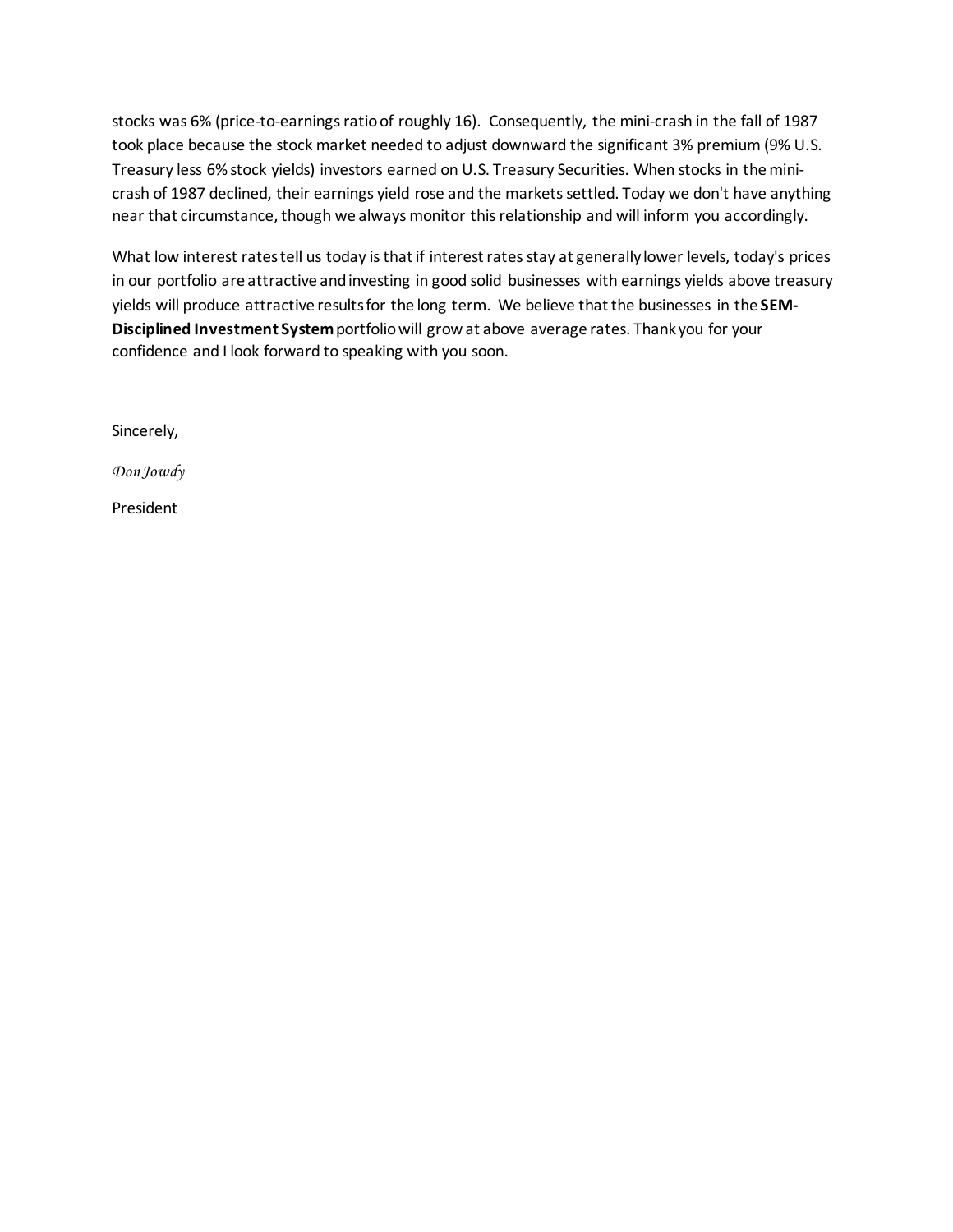stocks was 6% (price-to-earnings ratio of roughly 16). Consequently, the mini-crash in the fall of 1987 took place because the stock market needed to adjust downward the significant 3% premium (9% U.S. Treasury less 6% stock yields) investors earned on U.S. Treasury Securities. When stocks in the mini-crash of 1987 declined, their earnings yield rose and the markets settled. Today we don't have anything near that circumstance, though we always monitor this relationship and will inform you accordingly.

What low interest rates tell us today is that if interest rates stay at generally lower levels, today's prices in our portfolio are attractive and investing in good solid businesses with earnings yields above treasury yields will produce attractive results for the long term. We believe that the businesses in the **SEM-Disciplined Investment System** portfolio will grow at above average rates. Thank you for your confidence and I look forward to speaking with you soon.

Sincerely,

*Don Jowdy*

President